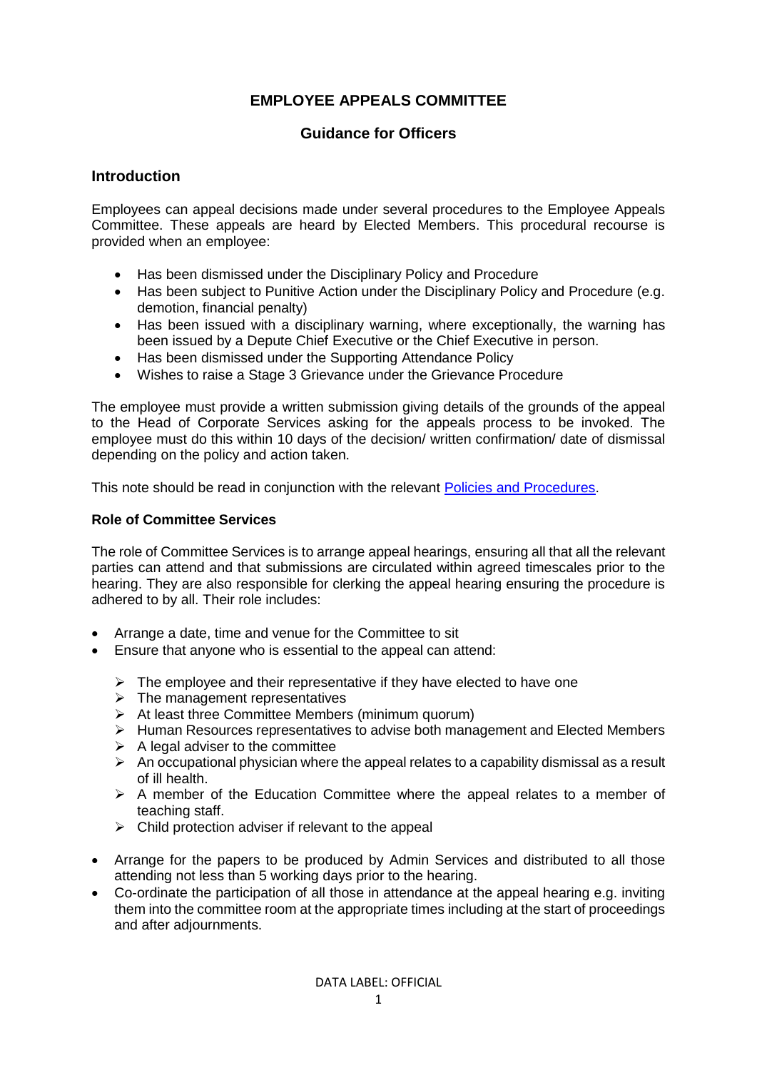# EMPLOYEE APPEALS COMMITTEE

## Guidance for Officers

### Introduction

Employees can appeal decisions made under several procedures to the Employee Appeals Committee. These appeals are heard by Elected Members. This procedural recourse is provided when an employee:

- Has been dismissed under the Disciplinary Policy and Procedure
- Has been subject to Punitive Action under the Disciplinary Policy and Procedure (e.g. demotion, financial penalty)
- Has been issued with a disciplinary warning, where exceptionally, the warning has been issued by a Depute Chief Executive or the Chief Executive in person.
- Has been dismissed under the Supporting Attendance Policy
- Wishes to raise a Stage 3 Grievance under the Grievance Procedure

The employee must provide a written submission giving details of the grounds of the appeal to the Head of Corporate Services asking for the appeals process to be invoked. The employee must do this within 10 days of the decision/ written confirmation/ date of dismissal depending on the policy and action taken.

This note should be read in conjunction with the relevant [Policies and Procedures](Policies and Procedures).

**Role of Committee Services**

The role of Committee Services is to arrange appeal hearings, ensuring all that all the relevant parties can attend and that submissions are circulated within agreed timescales prior to the hearing. They are also responsible for clerking the appeal hearing ensuring the procedure is adhered to by all. Their role includes:

- Arrange a date, time and venue for the Committee to sit
- Ensure that anyone who is essential to the appeal can attend:
  - The employee and their representative if they have elected to have one
  - The management representatives
  - At least three Committee Members (minimum quorum)
  - Human Resources representatives to advise both management and Elected Members
  - A legal adviser to the committee
  - An occupational physician where the appeal relates to a capability dismissal as a result of ill health.
  - A member of the Education Committee where the appeal relates to a member of teaching staff.
  - Child protection adviser if relevant to the appeal
- Arrange for the papers to be produced by Admin Services and distributed to all those attending not less than 5 working days prior to the hearing.
- Co-ordinate the participation of all those in attendance at the appeal hearing e.g. inviting them into the committee room at the appropriate times including at the start of proceedings and after adjournments.

DATA LABEL: OFFICIAL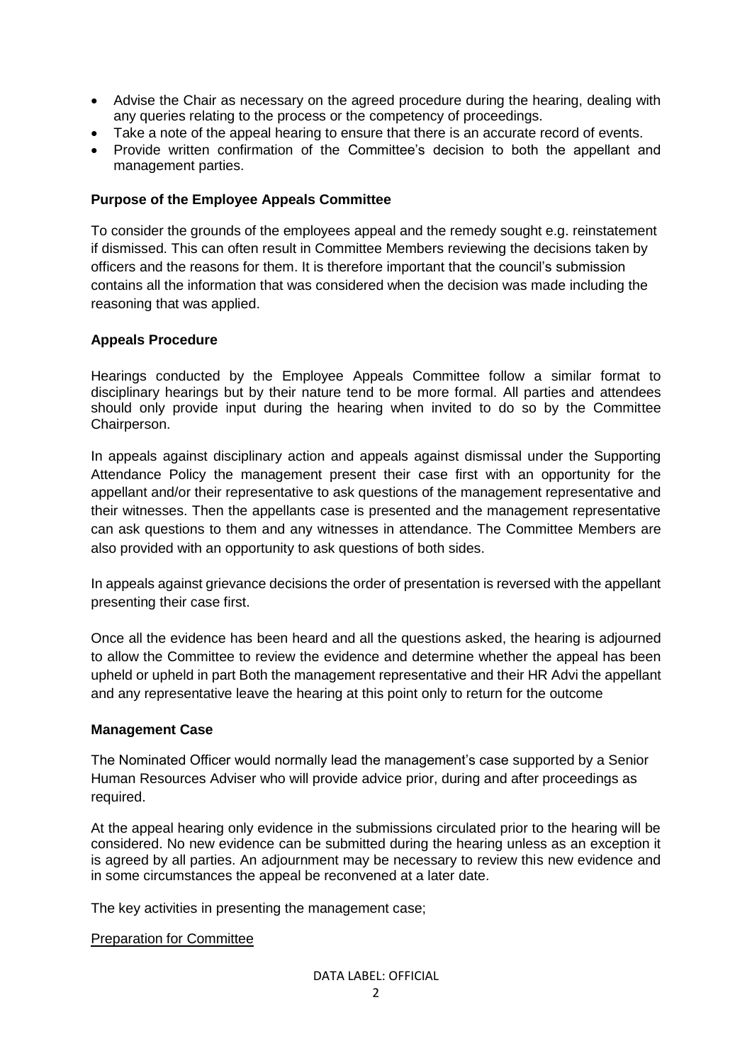- Advise the Chair as necessary on the agreed procedure during the hearing, dealing with any queries relating to the process or the competency of proceedings.
- Take a note of the appeal hearing to ensure that there is an accurate record of events.
- Provide written confirmation of the Committee's decision to both the appellant and management parties.

**Purpose of the Employee Appeals Committee**

To consider the grounds of the employees appeal and the remedy sought e.g. reinstatement if dismissed. This can often result in Committee Members reviewing the decisions taken by officers and the reasons for them. It is therefore important that the council's submission contains all the information that was considered when the decision was made including the reasoning that was applied.

**Appeals Procedure**

Hearings conducted by the Employee Appeals Committee follow a similar format to disciplinary hearings but by their nature tend to be more formal. All parties and attendees should only provide input during the hearing when invited to do so by the Committee Chairperson.

In appeals against disciplinary action and appeals against dismissal under the Supporting Attendance Policy the management present their case first with an opportunity for the appellant and/or their representative to ask questions of the management representative and their witnesses. Then the appellants case is presented and the management representative can ask questions to them and any witnesses in attendance. The Committee Members are also provided with an opportunity to ask questions of both sides.

In appeals against grievance decisions the order of presentation is reversed with the appellant presenting their case first.

Once all the evidence has been heard and all the questions asked, the hearing is adjourned to allow the Committee to review the evidence and determine whether the appeal has been upheld or upheld in part Both the management representative and their HR Advi the appellant and any representative leave the hearing at this point only to return for the outcome

**Management Case**

The Nominated Officer would normally lead the management's case supported by a Senior Human Resources Adviser who will provide advice prior, during and after proceedings as required.

At the appeal hearing only evidence in the submissions circulated prior to the hearing will be considered. No new evidence can be submitted during the hearing unless as an exception it is agreed by all parties. An adjournment may be necessary to review this new evidence and in some circumstances the appeal be reconvened at a later date.

The key activities in presenting the management case;

<u>Preparation for Committee</u>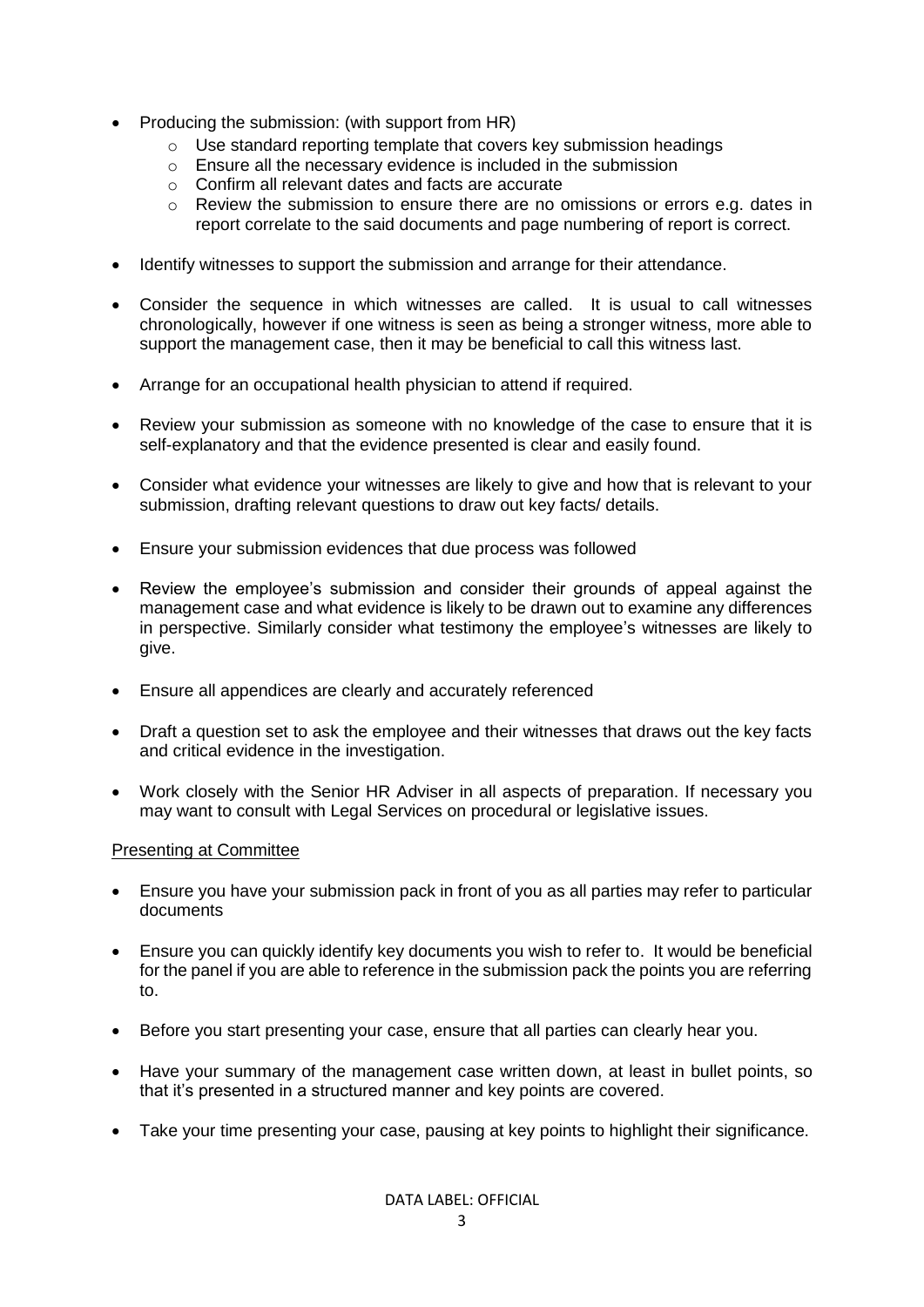- Producing the submission: (with support from HR)
  - Use standard reporting template that covers key submission headings
  - Ensure all the necessary evidence is included in the submission
  - Confirm all relevant dates and facts are accurate
  - Review the submission to ensure there are no omissions or errors e.g. dates in report correlate to the said documents and page numbering of report is correct.

- Identify witnesses to support the submission and arrange for their attendance.

- Consider the sequence in which witnesses are called. It is usual to call witnesses chronologically, however if one witness is seen as being a stronger witness, more able to support the management case, then it may be beneficial to call this witness last.

- Arrange for an occupational health physician to attend if required.

- Review your submission as someone with no knowledge of the case to ensure that it is self-explanatory and that the evidence presented is clear and easily found.

- Consider what evidence your witnesses are likely to give and how that is relevant to your submission, drafting relevant questions to draw out key facts/ details.

- Ensure your submission evidences that due process was followed

- Review the employee's submission and consider their grounds of appeal against the management case and what evidence is likely to be drawn out to examine any differences in perspective. Similarly consider what testimony the employee's witnesses are likely to give.

- Ensure all appendices are clearly and accurately referenced

- Draft a question set to ask the employee and their witnesses that draws out the key facts and critical evidence in the investigation.

- Work closely with the Senior HR Adviser in all aspects of preparation. If necessary you may want to consult with Legal Services on procedural or legislative issues.

<u>Presenting at Committee</u>

- Ensure you have your submission pack in front of you as all parties may refer to particular documents

- Ensure you can quickly identify key documents you wish to refer to. It would be beneficial for the panel if you are able to reference in the submission pack the points you are referring to.

- Before you start presenting your case, ensure that all parties can clearly hear you.

- Have your summary of the management case written down, at least in bullet points, so that it's presented in a structured manner and key points are covered.

- Take your time presenting your case, pausing at key points to highlight their significance.

DATA LABEL: OFFICIAL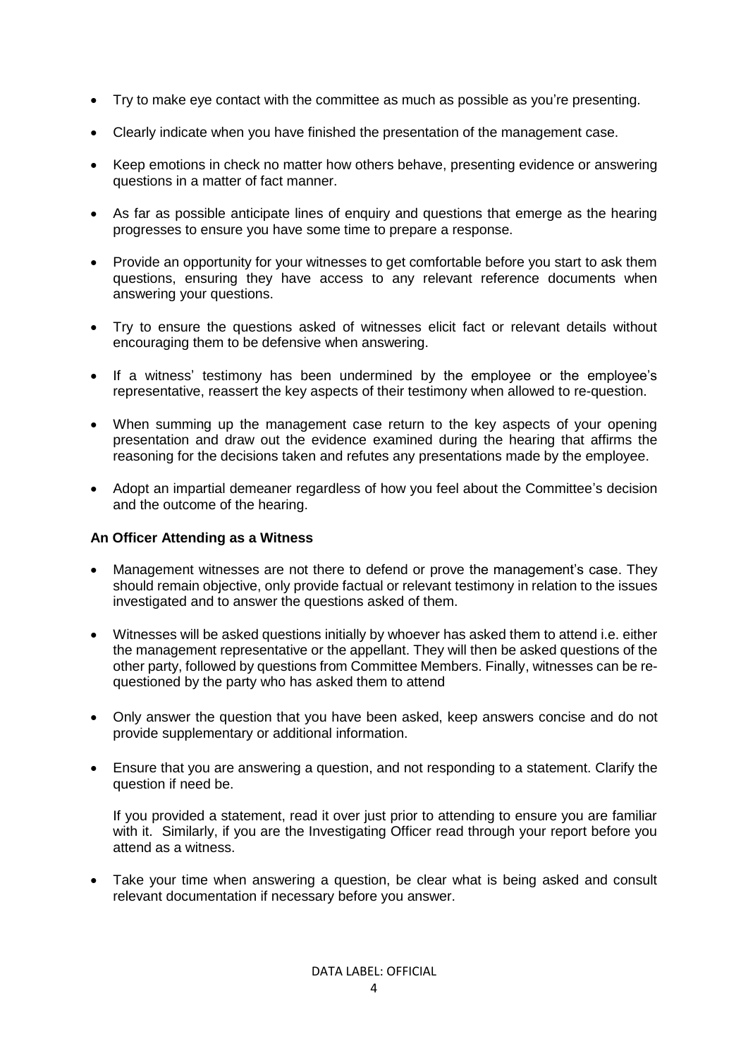- Try to make eye contact with the committee as much as possible as you're presenting.
- Clearly indicate when you have finished the presentation of the management case.
- Keep emotions in check no matter how others behave, presenting evidence or answering questions in a matter of fact manner.
- As far as possible anticipate lines of enquiry and questions that emerge as the hearing progresses to ensure you have some time to prepare a response.
- Provide an opportunity for your witnesses to get comfortable before you start to ask them questions, ensuring they have access to any relevant reference documents when answering your questions.
- Try to ensure the questions asked of witnesses elicit fact or relevant details without encouraging them to be defensive when answering.
- If a witness' testimony has been undermined by the employee or the employee's representative, reassert the key aspects of their testimony when allowed to re-question.
- When summing up the management case return to the key aspects of your opening presentation and draw out the evidence examined during the hearing that affirms the reasoning for the decisions taken and refutes any presentations made by the employee.
- Adopt an impartial demeaner regardless of how you feel about the Committee's decision and the outcome of the hearing.

**An Officer Attending as a Witness**

- Management witnesses are not there to defend or prove the management's case. They should remain objective, only provide factual or relevant testimony in relation to the issues investigated and to answer the questions asked of them.
- Witnesses will be asked questions initially by whoever has asked them to attend i.e. either the management representative or the appellant. They will then be asked questions of the other party, followed by questions from Committee Members. Finally, witnesses can be re-questioned by the party who has asked them to attend
- Only answer the question that you have been asked, keep answers concise and do not provide supplementary or additional information.
- Ensure that you are answering a question, and not responding to a statement. Clarify the question if need be.

  If you provided a statement, read it over just prior to attending to ensure you are familiar with it. Similarly, if you are the Investigating Officer read through your report before you attend as a witness.

- Take your time when answering a question, be clear what is being asked and consult relevant documentation if necessary before you answer.

DATA LABEL: OFFICIAL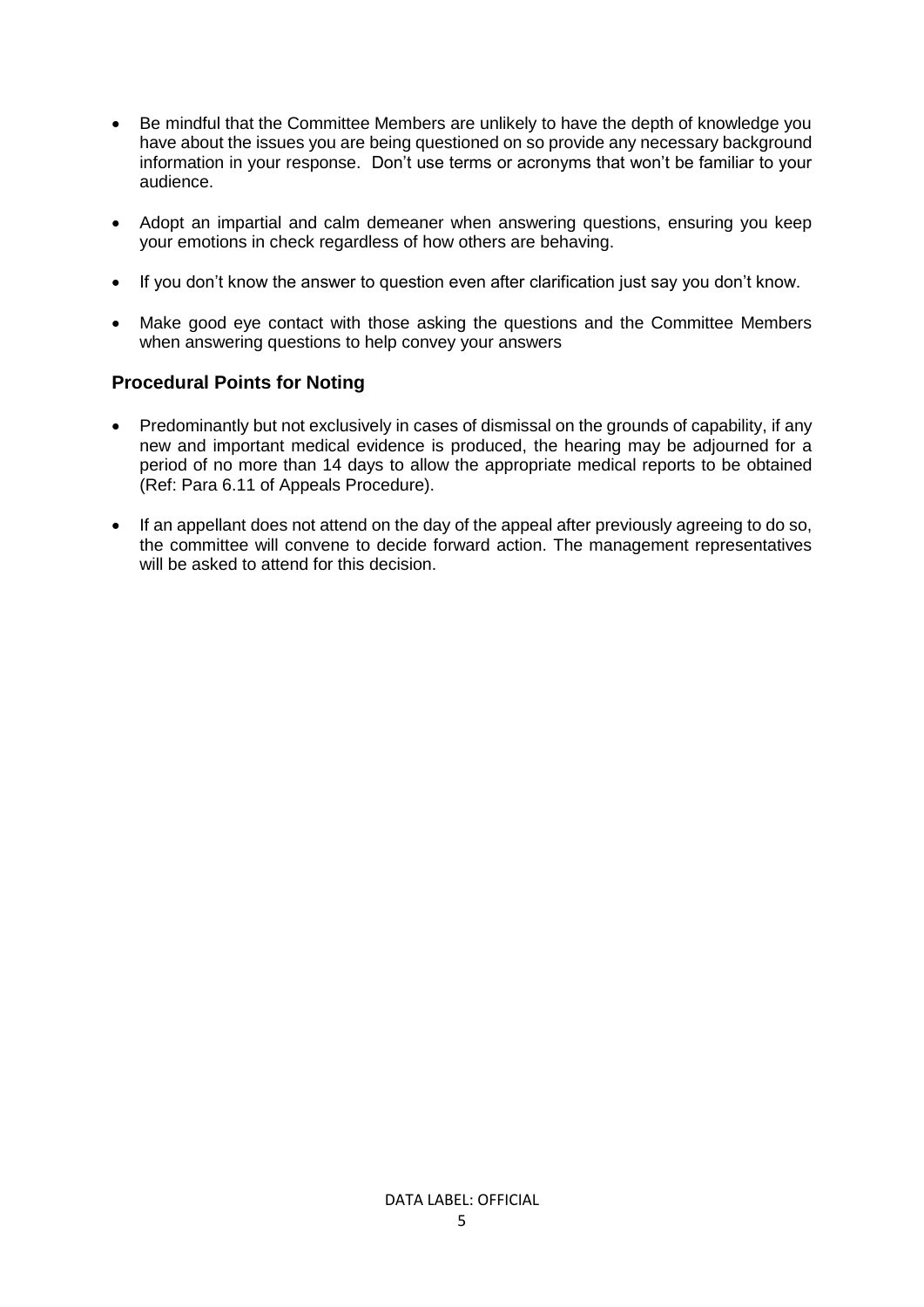- Be mindful that the Committee Members are unlikely to have the depth of knowledge you have about the issues you are being questioned on so provide any necessary background information in your response. Don't use terms or acronyms that won't be familiar to your audience.

- Adopt an impartial and calm demeaner when answering questions, ensuring you keep your emotions in check regardless of how others are behaving.

- If you don't know the answer to question even after clarification just say you don't know.

- Make good eye contact with those asking the questions and the Committee Members when answering questions to help convey your answers

### Procedural Points for Noting

- Predominantly but not exclusively in cases of dismissal on the grounds of capability, if any new and important medical evidence is produced, the hearing may be adjourned for a period of no more than 14 days to allow the appropriate medical reports to be obtained (Ref: Para 6.11 of Appeals Procedure).

- If an appellant does not attend on the day of the appeal after previously agreeing to do so, the committee will convene to decide forward action. The management representatives will be asked to attend for this decision.

DATA LABEL: OFFICIAL